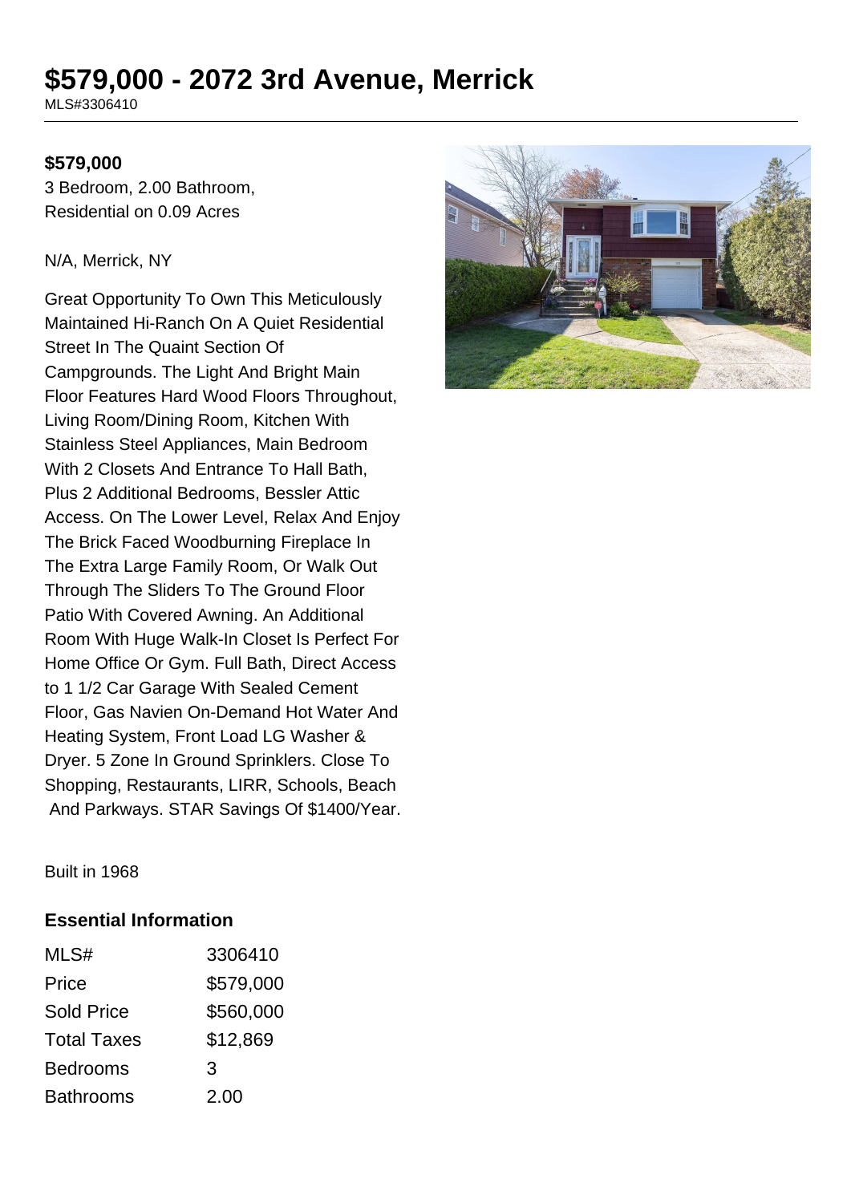# $579,000 - 2072 3rd Avenue, Merrick

MLS#3306410

**$579,000**

3 Bedroom, 2.00 Bathroom, Residential on 0.09 Acres

N/A, Merrick, NY

Great Opportunity To Own This Meticulously Maintained Hi-Ranch On A Quiet Residential Street In The Quaint Section Of Campgrounds. The Light And Bright Main Floor Features Hard Wood Floors Throughout, Living Room/Dining Room, Kitchen With Stainless Steel Appliances, Main Bedroom With 2 Closets And Entrance To Hall Bath, Plus 2 Additional Bedrooms, Bessler Attic Access. On The Lower Level, Relax And Enjoy The Brick Faced Woodburning Fireplace In The Extra Large Family Room, Or Walk Out Through The Sliders To The Ground Floor Patio With Covered Awning. An Additional Room With Huge Walk-In Closet Is Perfect For Home Office Or Gym. Full Bath, Direct Access to 1 1/2 Car Garage With Sealed Cement Floor, Gas Navien On-Demand Hot Water And Heating System, Front Load LG Washer & Dryer. 5 Zone In Ground Sprinklers. Close To Shopping, Restaurants, LIRR, Schools, Beach And Parkways. STAR Savings Of $1400/Year.

Built in 1968

### Essential Information

| | |
|---|---|
| MLS# | 3306410 |
| Price | $579,000 |
| Sold Price | $560,000 |
| Total Taxes | $12,869 |
| Bedrooms | 3 |
| Bathrooms | 2.00 |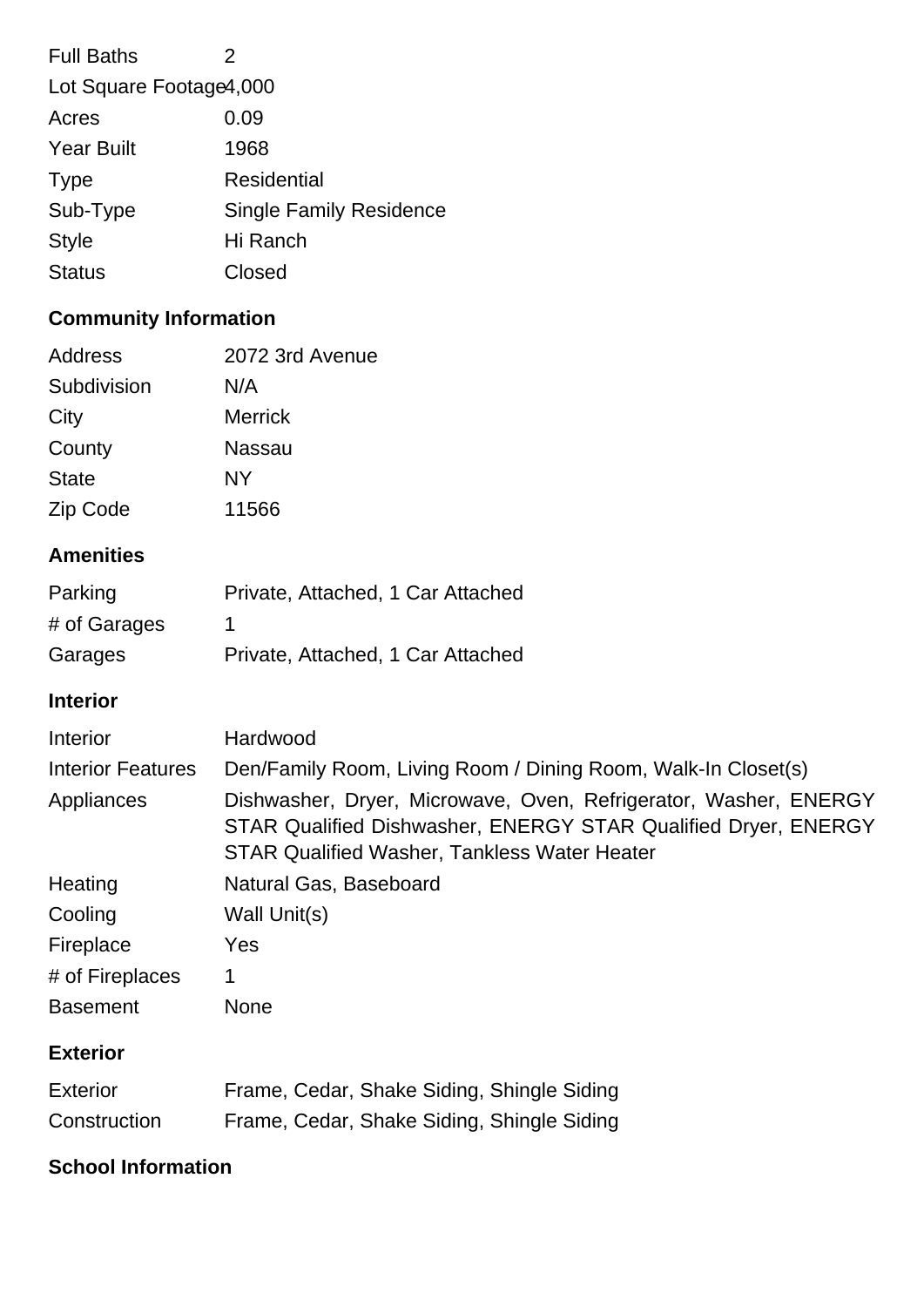| | |
|---|---|
| Full Baths | 2 |
| Lot Square Footage | 4,000 |
| Acres | 0.09 |
| Year Built | 1968 |
| Type | Residential |
| Sub-Type | Single Family Residence |
| Style | Hi Ranch |
| Status | Closed |

## Community Information

| | |
|---|---|
| Address | 2072 3rd Avenue |
| Subdivision | N/A |
| City | Merrick |
| County | Nassau |
| State | NY |
| Zip Code | 11566 |

## Amenities

| | |
|---|---|
| Parking | Private, Attached, 1 Car Attached |
| # of Garages | 1 |
| Garages | Private, Attached, 1 Car Attached |

## Interior

| | |
|---|---|
| Interior | Hardwood |
| Interior Features | Den/Family Room, Living Room / Dining Room, Walk-In Closet(s) |
| Appliances | Dishwasher, Dryer, Microwave, Oven, Refrigerator, Washer, ENERGY STAR Qualified Dishwasher, ENERGY STAR Qualified Dryer, ENERGY STAR Qualified Washer, Tankless Water Heater |
| Heating | Natural Gas, Baseboard |
| Cooling | Wall Unit(s) |
| Fireplace | Yes |
| # of Fireplaces | 1 |
| Basement | None |

## Exterior

| | |
|---|---|
| Exterior | Frame, Cedar, Shake Siding, Shingle Siding |
| Construction | Frame, Cedar, Shake Siding, Shingle Siding |

## School Information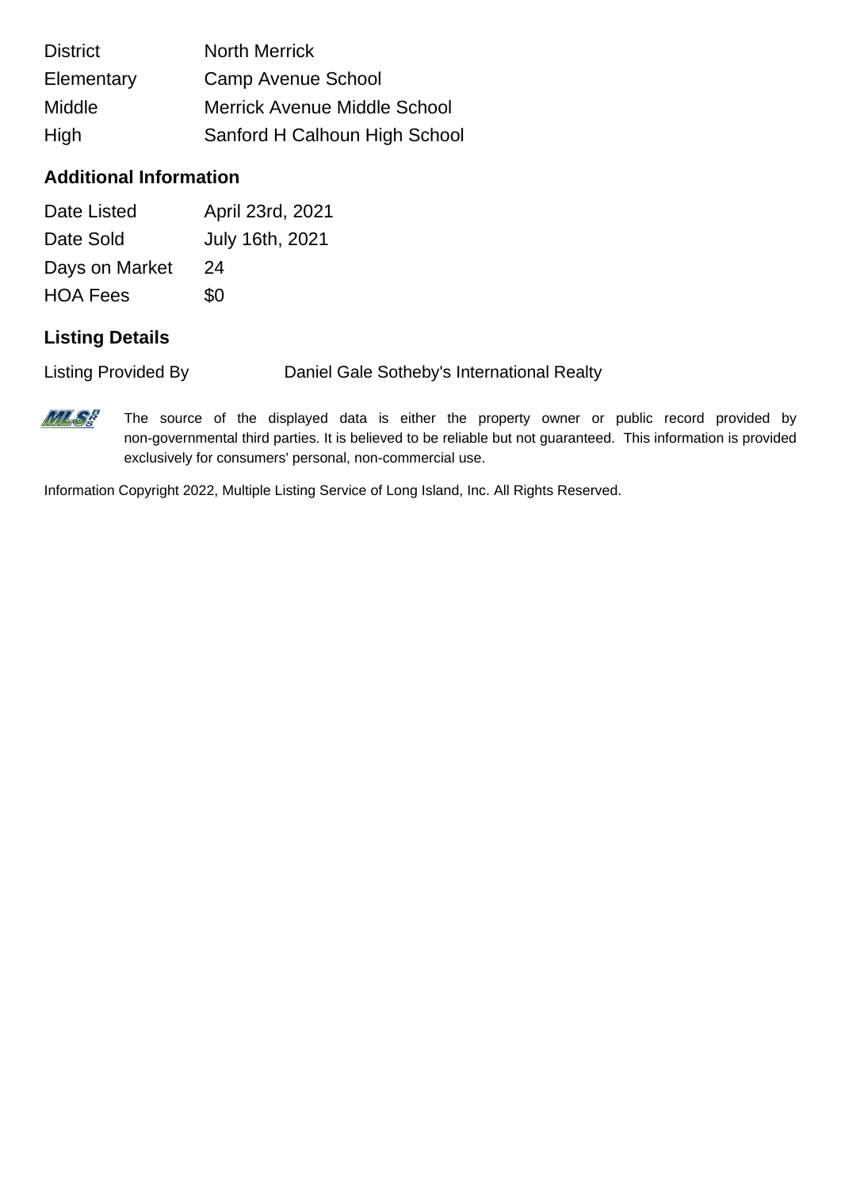| | |
|---|---|
| District | North Merrick |
| Elementary | Camp Avenue School |
| Middle | Merrick Avenue Middle School |
| High | Sanford H Calhoun High School |

## Additional Information

| | |
|---|---|
| Date Listed | April 23rd, 2021 |
| Date Sold | July 16th, 2021 |
| Days on Market | 24 |
| HOA Fees | $0 |

## Listing Details

| | |
|---|---|
| Listing Provided By | Daniel Gale Sotheby's International Realty |

The source of the displayed data is either the property owner or public record provided by non-governmental third parties. It is believed to be reliable but not guaranteed. This information is provided exclusively for consumers' personal, non-commercial use.

Information Copyright 2022, Multiple Listing Service of Long Island, Inc. All Rights Reserved.